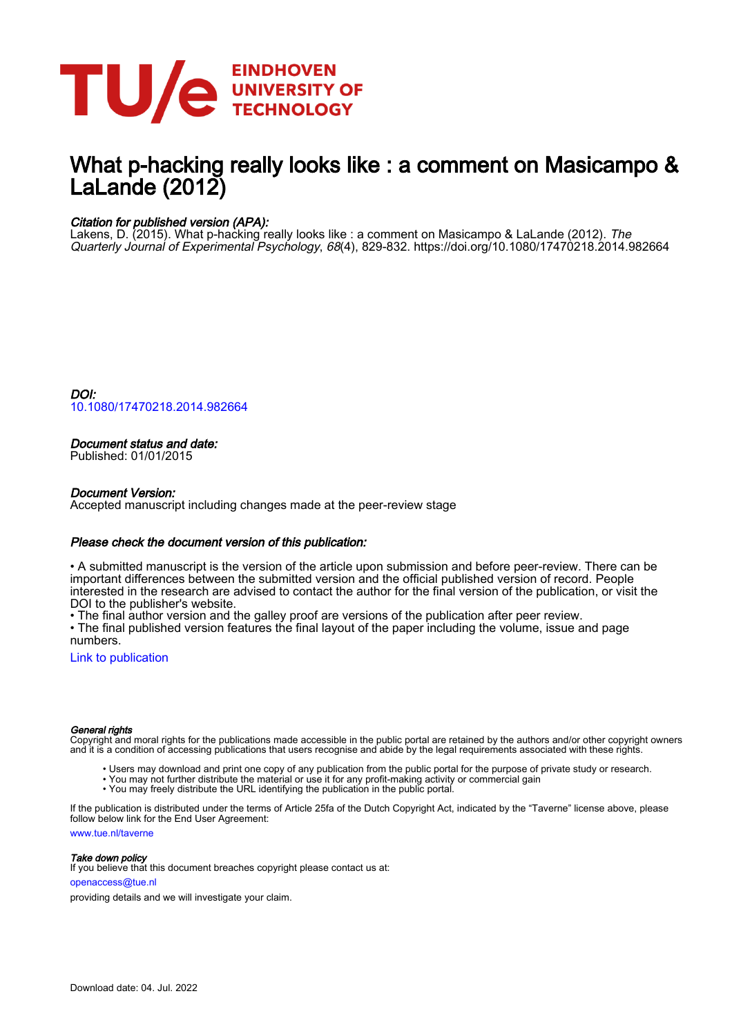EINDHOVEN UNIVERSITY OF TECHNOLOGY

# What p-hacking really looks like : a comment on Masicampo & LaLande (2012)

*Citation for published version (APA):*
Lakens, D. (2015). What p-hacking really looks like : a comment on Masicampo & LaLande (2012). *The Quarterly Journal of Experimental Psychology*, *68*(4), 829-832. https://doi.org/10.1080/17470218.2014.982664

*DOI:*
10.1080/17470218.2014.982664

*Document status and date:*
Published: 01/01/2015

*Document Version:*
Accepted manuscript including changes made at the peer-review stage

*Please check the document version of this publication:*

• A submitted manuscript is the version of the article upon submission and before peer-review. There can be important differences between the submitted version and the official published version of record. People interested in the research are advised to contact the author for the final version of the publication, or visit the DOI to the publisher's website.
• The final author version and the galley proof are versions of the publication after peer review.
• The final published version features the final layout of the paper including the volume, issue and page numbers.

Link to publication

*General rights*
Copyright and moral rights for the publications made accessible in the public portal are retained by the authors and/or other copyright owners and it is a condition of accessing publications that users recognise and abide by the legal requirements associated with these rights.

• Users may download and print one copy of any publication from the public portal for the purpose of private study or research.
• You may not further distribute the material or use it for any profit-making activity or commercial gain
• You may freely distribute the URL identifying the publication in the public portal.

If the publication is distributed under the terms of Article 25fa of the Dutch Copyright Act, indicated by the "Taverne" license above, please follow below link for the End User Agreement:

www.tue.nl/taverne

*Take down policy*
If you believe that this document breaches copyright please contact us at:

openaccess@tue.nl

providing details and we will investigate your claim.

Download date: 04. Jul. 2022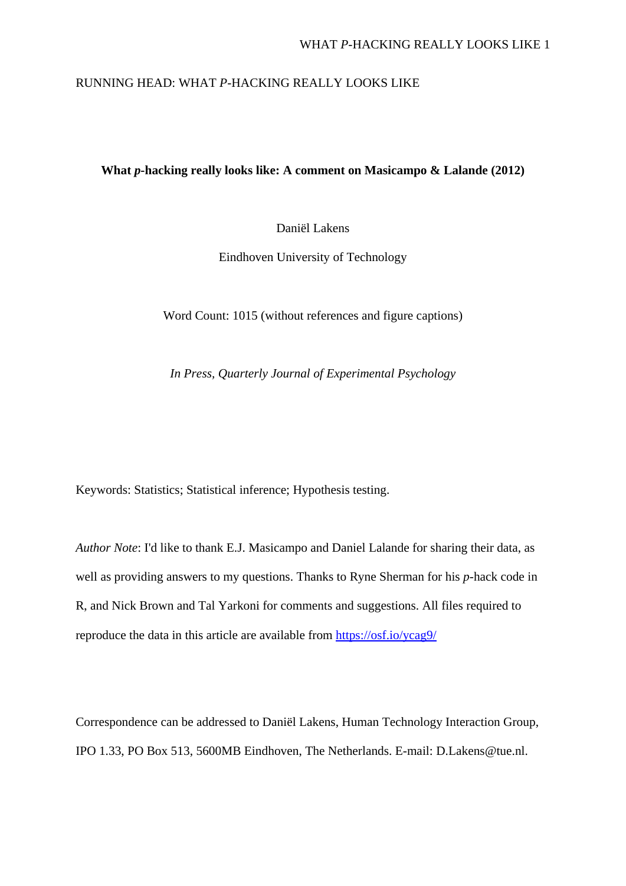RUNNING HEAD: WHAT *P*-HACKING REALLY LOOKS LIKE

**What *p*-hacking really looks like: A comment on Masicampo & Lalande (2012)**

Daniël Lakens

Eindhoven University of Technology

Word Count: 1015 (without references and figure captions)

*In Press, Quarterly Journal of Experimental Psychology*

Keywords: Statistics; Statistical inference; Hypothesis testing.

*Author Note*: I'd like to thank E.J. Masicampo and Daniel Lalande for sharing their data, as well as providing answers to my questions. Thanks to Ryne Sherman for his *p*-hack code in R, and Nick Brown and Tal Yarkoni for comments and suggestions. All files required to reproduce the data in this article are available from https://osf.io/ycag9/

Correspondence can be addressed to Daniël Lakens, Human Technology Interaction Group, IPO 1.33, PO Box 513, 5600MB Eindhoven, The Netherlands. E-mail: D.Lakens@tue.nl.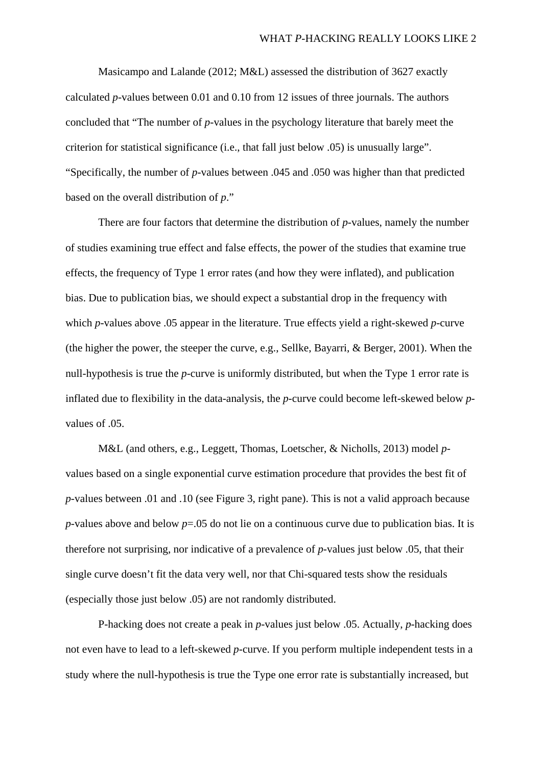Masicampo and Lalande (2012; M&L) assessed the distribution of 3627 exactly calculated *p*-values between 0.01 and 0.10 from 12 issues of three journals. The authors concluded that "The number of *p*-values in the psychology literature that barely meet the criterion for statistical significance (i.e., that fall just below .05) is unusually large". "Specifically, the number of *p*-values between .045 and .050 was higher than that predicted based on the overall distribution of *p*."

There are four factors that determine the distribution of *p*-values, namely the number of studies examining true effect and false effects, the power of the studies that examine true effects, the frequency of Type 1 error rates (and how they were inflated), and publication bias. Due to publication bias, we should expect a substantial drop in the frequency with which *p*-values above .05 appear in the literature. True effects yield a right-skewed *p*-curve (the higher the power, the steeper the curve, e.g., Sellke, Bayarri, & Berger, 2001). When the null-hypothesis is true the *p*-curve is uniformly distributed, but when the Type 1 error rate is inflated due to flexibility in the data-analysis, the *p*-curve could become left-skewed below *p*-values of .05.

M&L (and others, e.g., Leggett, Thomas, Loetscher, & Nicholls, 2013) model *p*-values based on a single exponential curve estimation procedure that provides the best fit of *p*-values between .01 and .10 (see Figure 3, right pane). This is not a valid approach because *p*-values above and below $p$=.05 do not lie on a continuous curve due to publication bias. It is therefore not surprising, nor indicative of a prevalence of *p*-values just below .05, that their single curve doesn't fit the data very well, nor that Chi-squared tests show the residuals (especially those just below .05) are not randomly distributed.

P-hacking does not create a peak in *p*-values just below .05. Actually, *p*-hacking does not even have to lead to a left-skewed *p*-curve. If you perform multiple independent tests in a study where the null-hypothesis is true the Type one error rate is substantially increased, but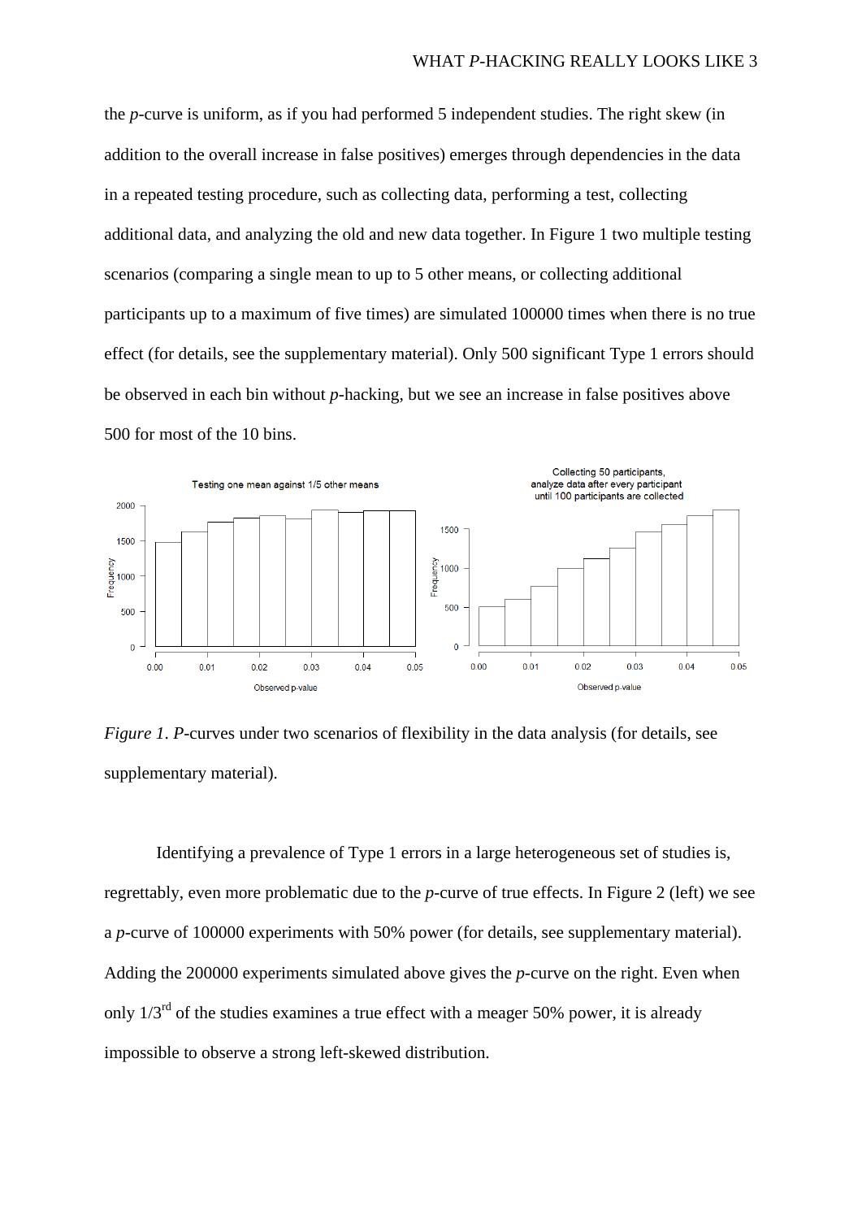the *p*-curve is uniform, as if you had performed 5 independent studies. The right skew (in addition to the overall increase in false positives) emerges through dependencies in the data in a repeated testing procedure, such as collecting data, performing a test, collecting additional data, and analyzing the old and new data together. In Figure 1 two multiple testing scenarios (comparing a single mean to up to 5 other means, or collecting additional participants up to a maximum of five times) are simulated 100000 times when there is no true effect (for details, see the supplementary material). Only 500 significant Type 1 errors should be observed in each bin without *p*-hacking, but we see an increase in false positives above 500 for most of the 10 bins.

*Figure 1*. *P*-curves under two scenarios of flexibility in the data analysis (for details, see supplementary material).

Identifying a prevalence of Type 1 errors in a large heterogeneous set of studies is, regrettably, even more problematic due to the *p*-curve of true effects. In Figure 2 (left) we see a *p*-curve of 100000 experiments with 50% power (for details, see supplementary material). Adding the 200000 experiments simulated above gives the *p*-curve on the right. Even when only 1/3rd of the studies examines a true effect with a meager 50% power, it is already impossible to observe a strong left-skewed distribution.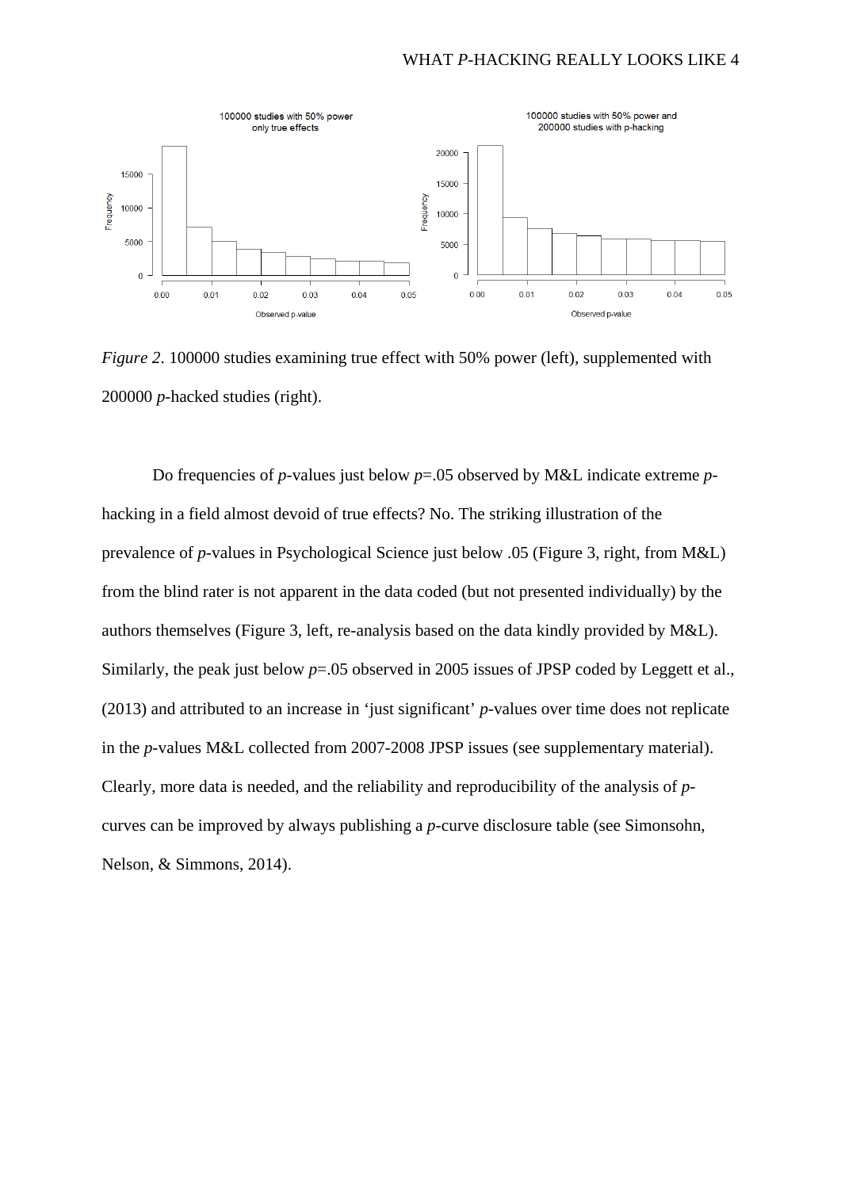*Figure 2*. 100000 studies examining true effect with 50% power (left), supplemented with 200000 *p*-hacked studies (right).

Do frequencies of *p*-values just below *p*=.05 observed by M&L indicate extreme *p*-hacking in a field almost devoid of true effects? No. The striking illustration of the prevalence of *p*-values in Psychological Science just below .05 (Figure 3, right, from M&L) from the blind rater is not apparent in the data coded (but not presented individually) by the authors themselves (Figure 3, left, re-analysis based on the data kindly provided by M&L). Similarly, the peak just below *p*=.05 observed in 2005 issues of JPSP coded by Leggett et al., (2013) and attributed to an increase in 'just significant' *p*-values over time does not replicate in the *p*-values M&L collected from 2007-2008 JPSP issues (see supplementary material). Clearly, more data is needed, and the reliability and reproducibility of the analysis of *p*-curves can be improved by always publishing a *p*-curve disclosure table (see Simonsohn, Nelson, & Simmons, 2014).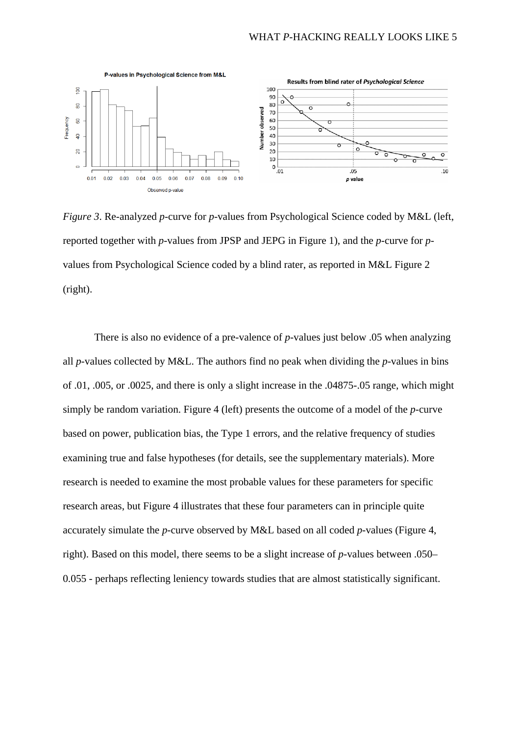*Figure 3*. Re-analyzed *p*-curve for *p*-values from Psychological Science coded by M&L (left, reported together with *p*-values from JPSP and JEPG in Figure 1), and the *p*-curve for *p*-values from Psychological Science coded by a blind rater, as reported in M&L Figure 2 (right).

There is also no evidence of a pre-valence of *p*-values just below .05 when analyzing all *p*-values collected by M&L. The authors find no peak when dividing the *p*-values in bins of .01, .005, or .0025, and there is only a slight increase in the .04875-.05 range, which might simply be random variation. Figure 4 (left) presents the outcome of a model of the *p*-curve based on power, publication bias, the Type 1 errors, and the relative frequency of studies examining true and false hypotheses (for details, see the supplementary materials). More research is needed to examine the most probable values for these parameters for specific research areas, but Figure 4 illustrates that these four parameters can in principle quite accurately simulate the *p*-curve observed by M&L based on all coded *p*-values (Figure 4, right). Based on this model, there seems to be a slight increase of *p*-values between .050–0.055 - perhaps reflecting leniency towards studies that are almost statistically significant.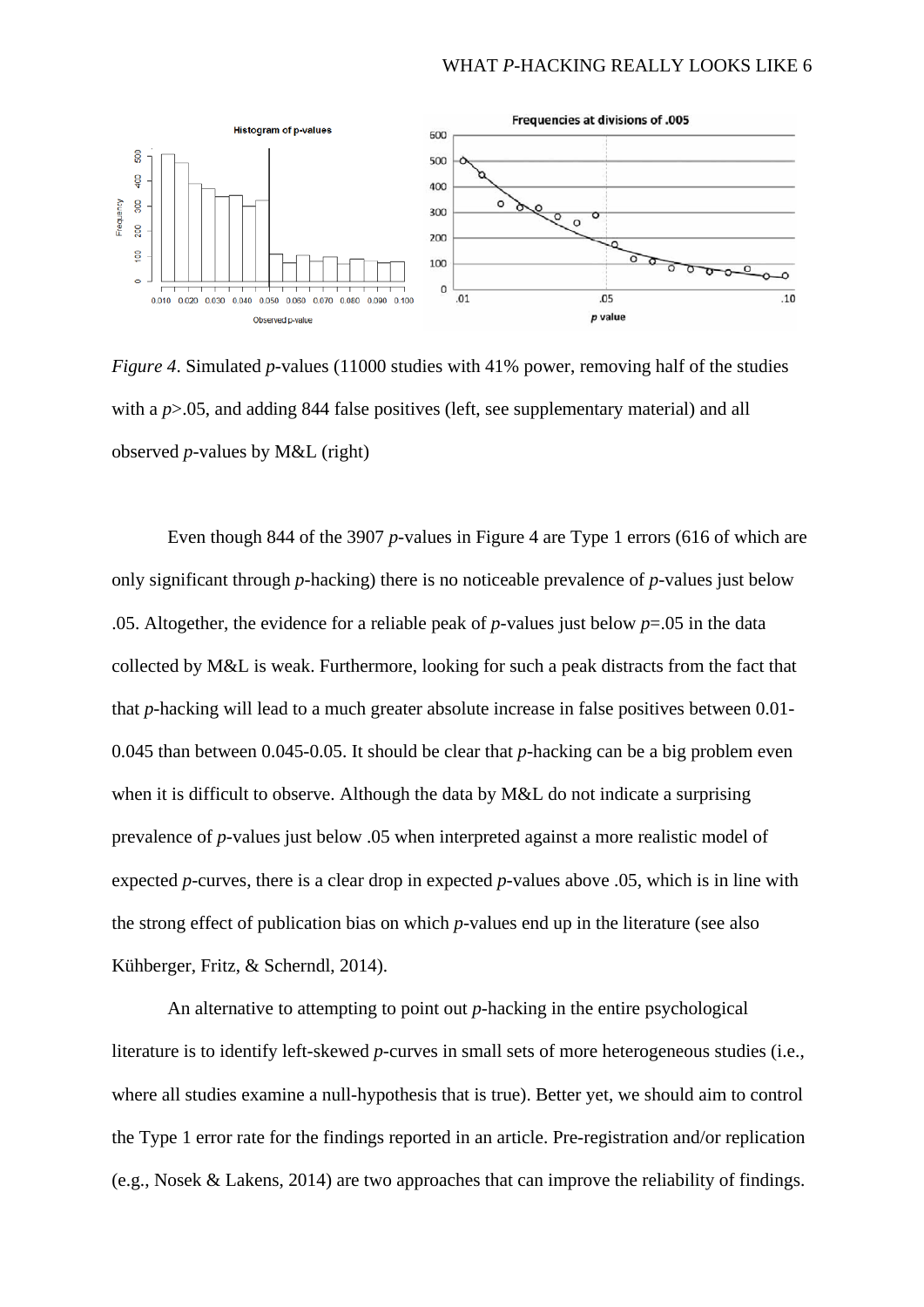*Figure 4*. Simulated *p*-values (11000 studies with 41% power, removing half of the studies with a *p*>.05, and adding 844 false positives (left, see supplementary material) and all observed *p*-values by M&L (right)

Even though 844 of the 3907 *p*-values in Figure 4 are Type 1 errors (616 of which are only significant through *p*-hacking) there is no noticeable prevalence of *p*-values just below .05. Altogether, the evidence for a reliable peak of *p*-values just below *p*=.05 in the data collected by M&L is weak. Furthermore, looking for such a peak distracts from the fact that that *p*-hacking will lead to a much greater absolute increase in false positives between 0.01-0.045 than between 0.045-0.05. It should be clear that *p*-hacking can be a big problem even when it is difficult to observe. Although the data by M&L do not indicate a surprising prevalence of *p*-values just below .05 when interpreted against a more realistic model of expected *p*-curves, there is a clear drop in expected *p*-values above .05, which is in line with the strong effect of publication bias on which *p*-values end up in the literature (see also Kühberger, Fritz, & Scherndl, 2014).

An alternative to attempting to point out *p*-hacking in the entire psychological literature is to identify left-skewed *p*-curves in small sets of more heterogeneous studies (i.e., where all studies examine a null-hypothesis that is true). Better yet, we should aim to control the Type 1 error rate for the findings reported in an article. Pre-registration and/or replication (e.g., Nosek & Lakens, 2014) are two approaches that can improve the reliability of findings.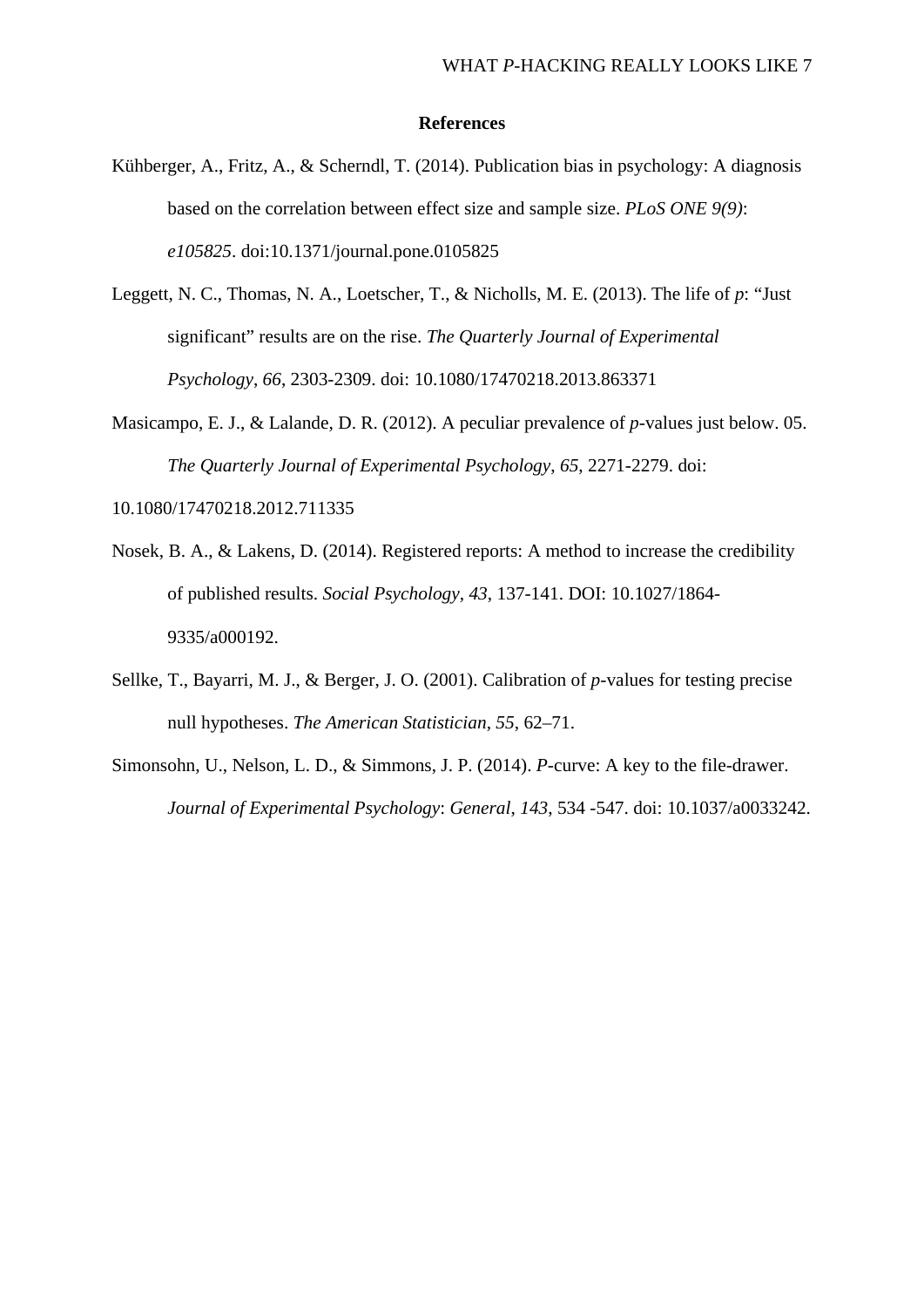**References**

Kühberger, A., Fritz, A., & Scherndl, T. (2014). Publication bias in psychology: A diagnosis based on the correlation between effect size and sample size. *PLoS ONE 9(9)*: *e105825*. doi:10.1371/journal.pone.0105825

Leggett, N. C., Thomas, N. A., Loetscher, T., & Nicholls, M. E. (2013). The life of *p*: "Just significant" results are on the rise. *The Quarterly Journal of Experimental Psychology*, *66*, 2303-2309. doi: 10.1080/17470218.2013.863371

Masicampo, E. J., & Lalande, D. R. (2012). A peculiar prevalence of *p*-values just below. 05. *The Quarterly Journal of Experimental Psychology*, *65*, 2271-2279. doi: 10.1080/17470218.2012.711335

Nosek, B. A., & Lakens, D. (2014). Registered reports: A method to increase the credibility of published results. *Social Psychology*, *43*, 137-141. DOI: 10.1027/1864-9335/a000192.

Sellke, T., Bayarri, M. J., & Berger, J. O. (2001). Calibration of *p*-values for testing precise null hypotheses. *The American Statistician*, *55*, 62–71.

Simonsohn, U., Nelson, L. D., & Simmons, J. P. (2014). *P*-curve: A key to the file-drawer. *Journal of Experimental Psychology*: *General*, *143*, 534 -547. doi: 10.1037/a0033242.